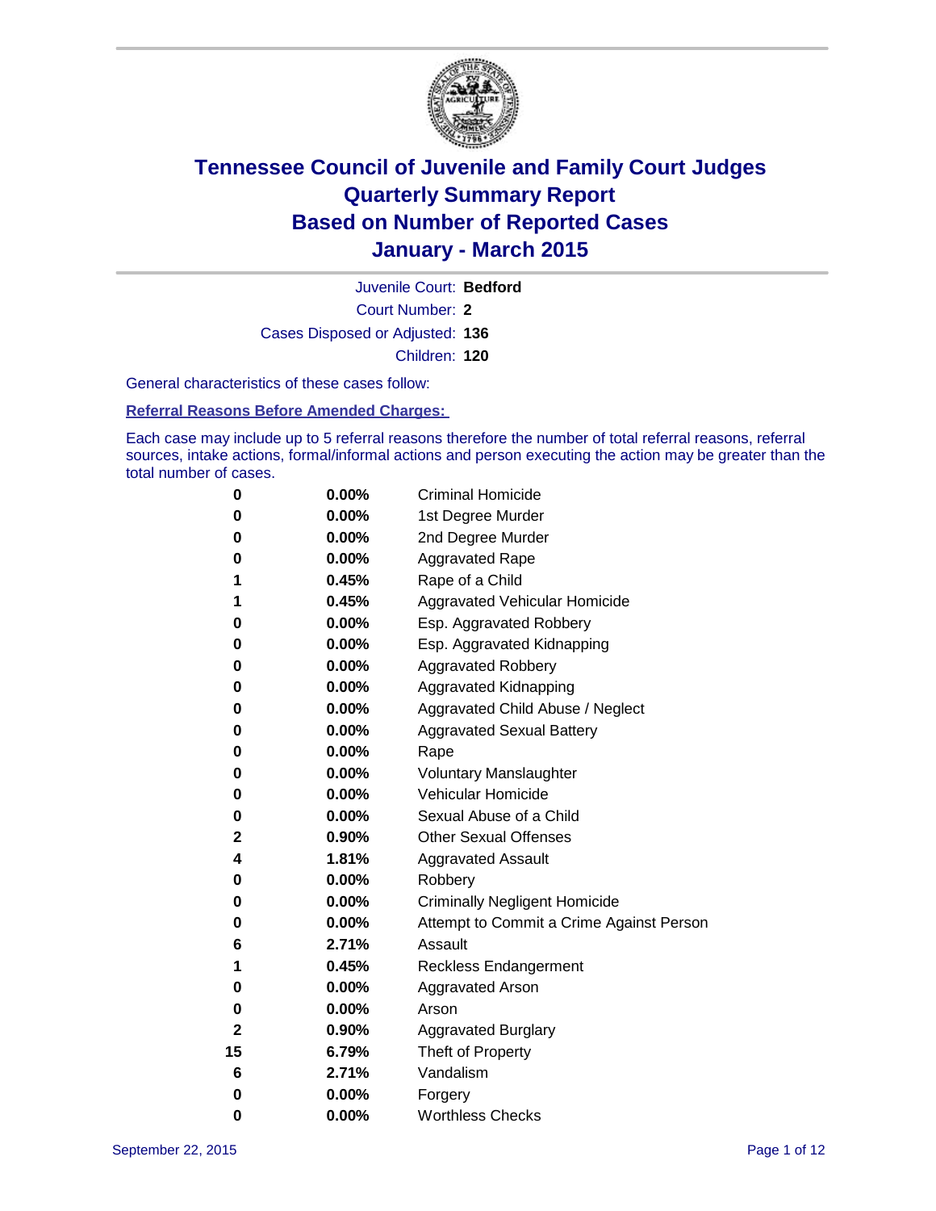# Tennessee Council of Juvenile and Family Court Judges
# Quarterly Summary Report
# Based on Number of Reported Cases
# January - March 2015

Juvenile Court: **Bedford**

Court Number: **2**

Cases Disposed or Adjusted: **136**

Children: **120**

General characteristics of these cases follow:

**Referral Reasons Before Amended Charges:**

Each case may include up to 5 referral reasons therefore the number of total referral reasons, referral sources, intake actions, formal/informal actions and person executing the action may be greater than the total number of cases.

| | | |
|---|---|---|
| 0 | 0.00% | Criminal Homicide |
| 0 | 0.00% | 1st Degree Murder |
| 0 | 0.00% | 2nd Degree Murder |
| 0 | 0.00% | Aggravated Rape |
| 1 | 0.45% | Rape of a Child |
| 1 | 0.45% | Aggravated Vehicular Homicide |
| 0 | 0.00% | Esp. Aggravated Robbery |
| 0 | 0.00% | Esp. Aggravated Kidnapping |
| 0 | 0.00% | Aggravated Robbery |
| 0 | 0.00% | Aggravated Kidnapping |
| 0 | 0.00% | Aggravated Child Abuse / Neglect |
| 0 | 0.00% | Aggravated Sexual Battery |
| 0 | 0.00% | Rape |
| 0 | 0.00% | Voluntary Manslaughter |
| 0 | 0.00% | Vehicular Homicide |
| 0 | 0.00% | Sexual Abuse of a Child |
| 2 | 0.90% | Other Sexual Offenses |
| 4 | 1.81% | Aggravated Assault |
| 0 | 0.00% | Robbery |
| 0 | 0.00% | Criminally Negligent Homicide |
| 0 | 0.00% | Attempt to Commit a Crime Against Person |
| 6 | 2.71% | Assault |
| 1 | 0.45% | Reckless Endangerment |
| 0 | 0.00% | Aggravated Arson |
| 0 | 0.00% | Arson |
| 2 | 0.90% | Aggravated Burglary |
| 15 | 6.79% | Theft of Property |
| 6 | 2.71% | Vandalism |
| 0 | 0.00% | Forgery |
| 0 | 0.00% | Worthless Checks |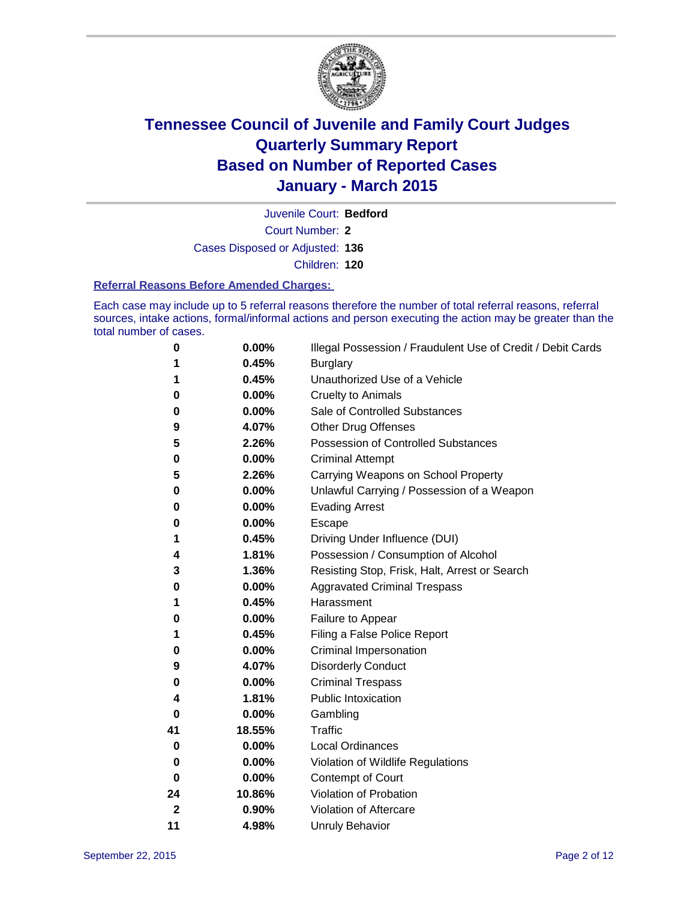# Tennessee Council of Juvenile and Family Court Judges
# Quarterly Summary Report
# Based on Number of Reported Cases
# January - March 2015

Juvenile Court: **Bedford**

Court Number: **2**

Cases Disposed or Adjusted: **136**

Children: **120**

**Referral Reasons Before Amended Charges:**

Each case may include up to 5 referral reasons therefore the number of total referral reasons, referral sources, intake actions, formal/informal actions and person executing the action may be greater than the total number of cases.

| Count | Percent | Referral Reason |
|---|---|---|
| 0 | 0.00% | Illegal Possession / Fraudulent Use of Credit / Debit Cards |
| 1 | 0.45% | Burglary |
| 1 | 0.45% | Unauthorized Use of a Vehicle |
| 0 | 0.00% | Cruelty to Animals |
| 0 | 0.00% | Sale of Controlled Substances |
| 9 | 4.07% | Other Drug Offenses |
| 5 | 2.26% | Possession of Controlled Substances |
| 0 | 0.00% | Criminal Attempt |
| 5 | 2.26% | Carrying Weapons on School Property |
| 0 | 0.00% | Unlawful Carrying / Possession of a Weapon |
| 0 | 0.00% | Evading Arrest |
| 0 | 0.00% | Escape |
| 1 | 0.45% | Driving Under Influence (DUI) |
| 4 | 1.81% | Possession / Consumption of Alcohol |
| 3 | 1.36% | Resisting Stop, Frisk, Halt, Arrest or Search |
| 0 | 0.00% | Aggravated Criminal Trespass |
| 1 | 0.45% | Harassment |
| 0 | 0.00% | Failure to Appear |
| 1 | 0.45% | Filing a False Police Report |
| 0 | 0.00% | Criminal Impersonation |
| 9 | 4.07% | Disorderly Conduct |
| 0 | 0.00% | Criminal Trespass |
| 4 | 1.81% | Public Intoxication |
| 0 | 0.00% | Gambling |
| 41 | 18.55% | Traffic |
| 0 | 0.00% | Local Ordinances |
| 0 | 0.00% | Violation of Wildlife Regulations |
| 0 | 0.00% | Contempt of Court |
| 24 | 10.86% | Violation of Probation |
| 2 | 0.90% | Violation of Aftercare |
| 11 | 4.98% | Unruly Behavior |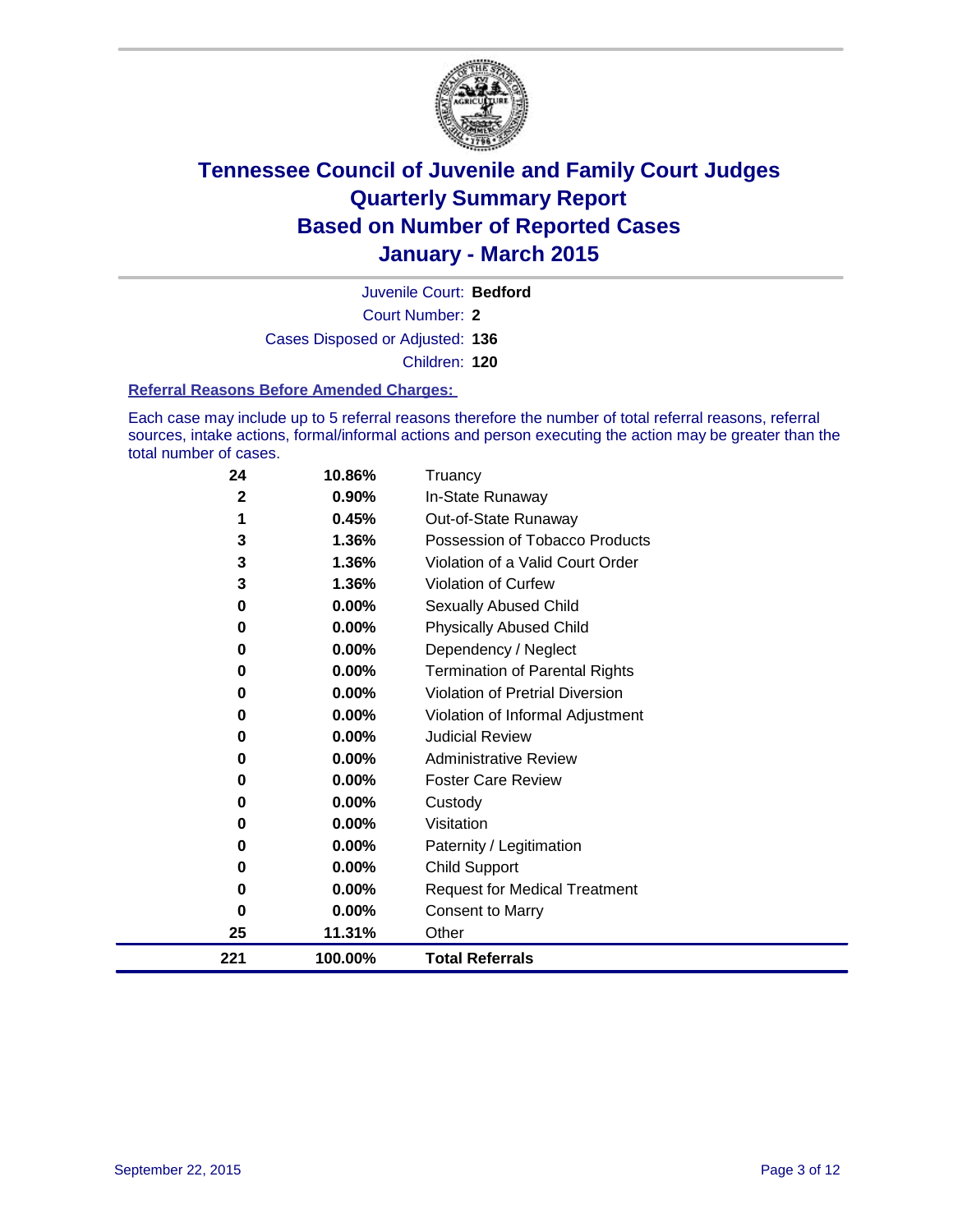# Tennessee Council of Juvenile and Family Court Judges
# Quarterly Summary Report
# Based on Number of Reported Cases
# January - March 2015

Juvenile Court: **Bedford**

Court Number: **2**

Cases Disposed or Adjusted: **136**

Children: **120**

### Referral Reasons Before Amended Charges:

Each case may include up to 5 referral reasons therefore the number of total referral reasons, referral sources, intake actions, formal/informal actions and person executing the action may be greater than the total number of cases.

| | | |
|---|---|---|
| **24** | **10.86%** | Truancy |
| **2** | **0.90%** | In-State Runaway |
| **1** | **0.45%** | Out-of-State Runaway |
| **3** | **1.36%** | Possession of Tobacco Products |
| **3** | **1.36%** | Violation of a Valid Court Order |
| **3** | **1.36%** | Violation of Curfew |
| **0** | **0.00%** | Sexually Abused Child |
| **0** | **0.00%** | Physically Abused Child |
| **0** | **0.00%** | Dependency / Neglect |
| **0** | **0.00%** | Termination of Parental Rights |
| **0** | **0.00%** | Violation of Pretrial Diversion |
| **0** | **0.00%** | Violation of Informal Adjustment |
| **0** | **0.00%** | Judicial Review |
| **0** | **0.00%** | Administrative Review |
| **0** | **0.00%** | Foster Care Review |
| **0** | **0.00%** | Custody |
| **0** | **0.00%** | Visitation |
| **0** | **0.00%** | Paternity / Legitimation |
| **0** | **0.00%** | Child Support |
| **0** | **0.00%** | Request for Medical Treatment |
| **0** | **0.00%** | Consent to Marry |
| **25** | **11.31%** | Other |
| **221** | **100.00%** | **Total Referrals** |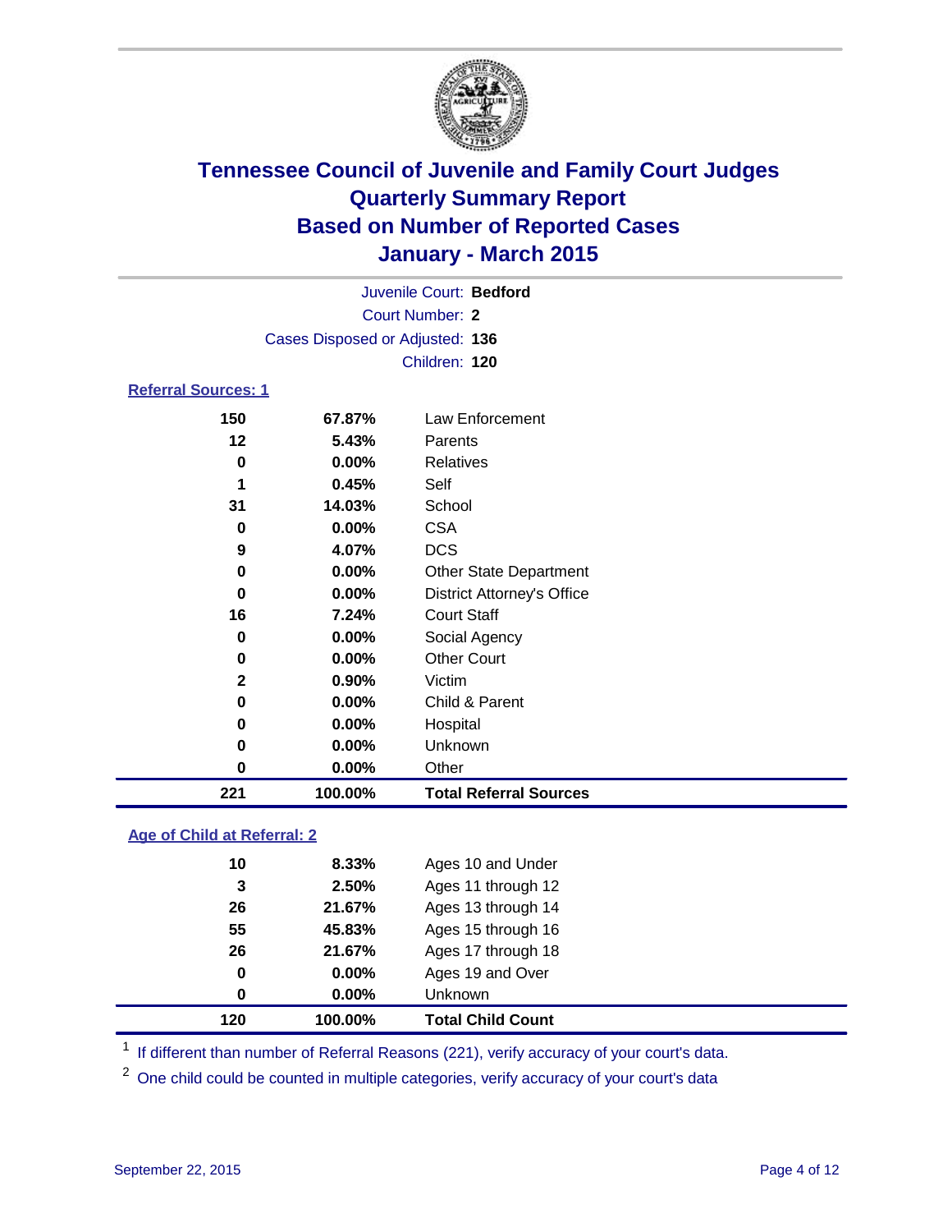# Tennessee Council of Juvenile and Family Court Judges
# Quarterly Summary Report
# Based on Number of Reported Cases
# January - March 2015

Juvenile Court: **Bedford**
Court Number: **2**
Cases Disposed or Adjusted: **136**
Children: **120**

## Referral Sources: 1

| Count | Percent | Source |
|---|---|---|
| 150 | 67.87% | Law Enforcement |
| 12 | 5.43% | Parents |
| 0 | 0.00% | Relatives |
| 1 | 0.45% | Self |
| 31 | 14.03% | School |
| 0 | 0.00% | CSA |
| 9 | 4.07% | DCS |
| 0 | 0.00% | Other State Department |
| 0 | 0.00% | District Attorney's Office |
| 16 | 7.24% | Court Staff |
| 0 | 0.00% | Social Agency |
| 0 | 0.00% | Other Court |
| 2 | 0.90% | Victim |
| 0 | 0.00% | Child & Parent |
| 0 | 0.00% | Hospital |
| 0 | 0.00% | Unknown |
| 0 | 0.00% | Other |
| **221** | **100.00%** | **Total Referral Sources** |

## Age of Child at Referral: 2

| Count | Percent | Age |
|---|---|---|
| 10 | 8.33% | Ages 10 and Under |
| 3 | 2.50% | Ages 11 through 12 |
| 26 | 21.67% | Ages 13 through 14 |
| 55 | 45.83% | Ages 15 through 16 |
| 26 | 21.67% | Ages 17 through 18 |
| 0 | 0.00% | Ages 19 and Over |
| 0 | 0.00% | Unknown |
| **120** | **100.00%** | **Total Child Count** |

[1] If different than number of Referral Reasons (221), verify accuracy of your court's data.

[2] One child could be counted in multiple categories, verify accuracy of your court's data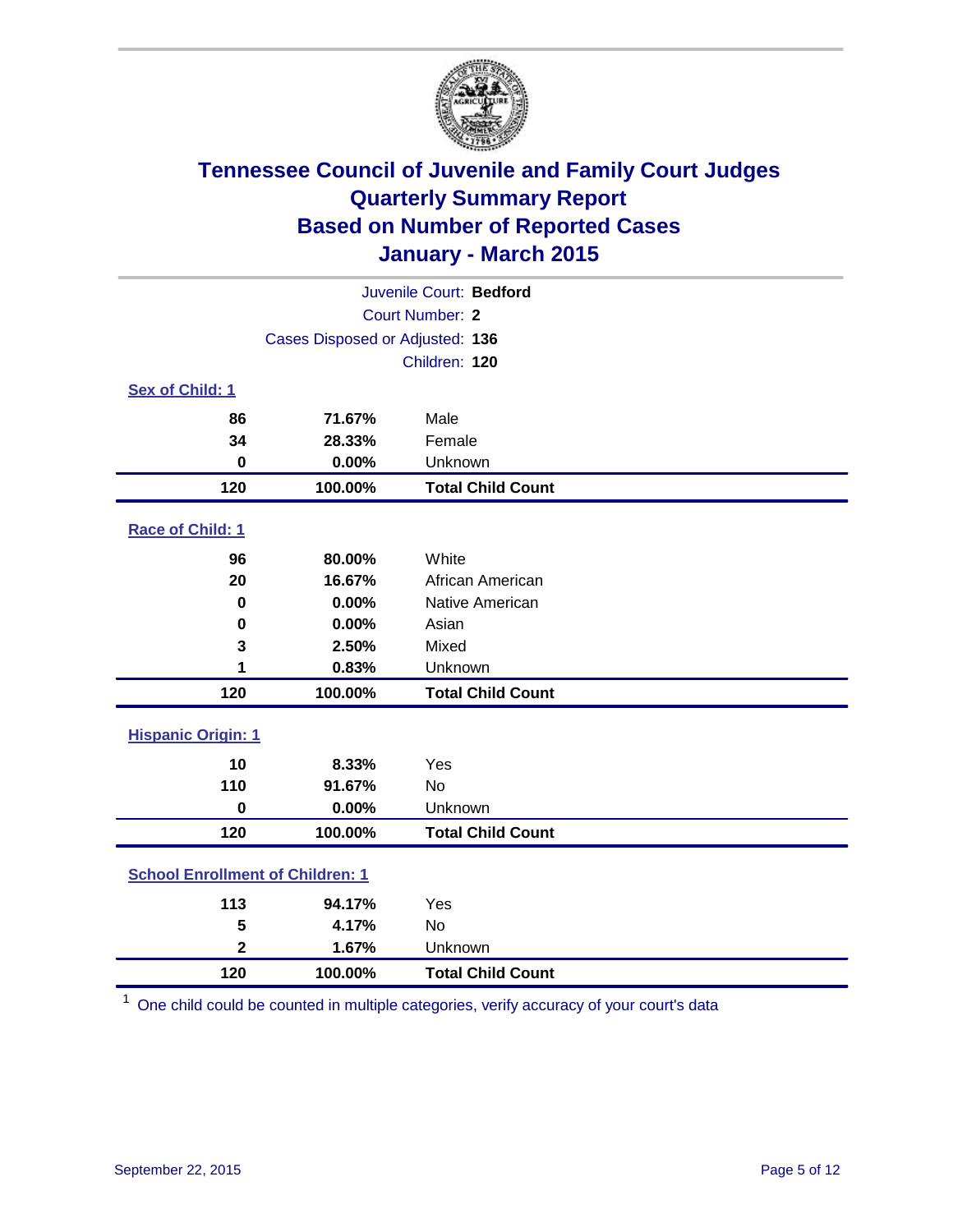# Tennessee Council of Juvenile and Family Court Judges
## Quarterly Summary Report
## Based on Number of Reported Cases
## January - March 2015

Juvenile Court: **Bedford**
Court Number: **2**
Cases Disposed or Adjusted: **136**
Children: **120**

### Sex of Child: 1

| Count | Percent | Category |
|---|---|---|
| 86 | 71.67% | Male |
| 34 | 28.33% | Female |
| 0 | 0.00% | Unknown |
| **120** | **100.00%** | **Total Child Count** |

### Race of Child: 1

| Count | Percent | Category |
|---|---|---|
| 96 | 80.00% | White |
| 20 | 16.67% | African American |
| 0 | 0.00% | Native American |
| 0 | 0.00% | Asian |
| 3 | 2.50% | Mixed |
| 1 | 0.83% | Unknown |
| **120** | **100.00%** | **Total Child Count** |

### Hispanic Origin: 1

| Count | Percent | Category |
|---|---|---|
| 10 | 8.33% | Yes |
| 110 | 91.67% | No |
| 0 | 0.00% | Unknown |
| **120** | **100.00%** | **Total Child Count** |

### School Enrollment of Children: 1

| Count | Percent | Category |
|---|---|---|
| 113 | 94.17% | Yes |
| 5 | 4.17% | No |
| 2 | 1.67% | Unknown |
| **120** | **100.00%** | **Total Child Count** |

[1] One child could be counted in multiple categories, verify accuracy of your court's data

September 22, 2015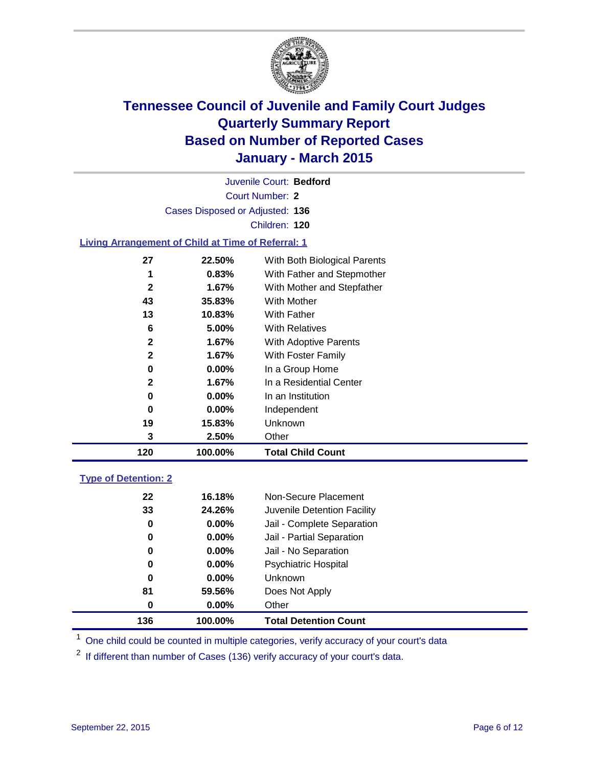# Tennessee Council of Juvenile and Family Court Judges
## Quarterly Summary Report
## Based on Number of Reported Cases
## January - March 2015

Juvenile Court: **Bedford**

Court Number: **2**

Cases Disposed or Adjusted: **136**

Children: **120**

### Living Arrangement of Child at Time of Referral: 1

| Count | Percent | Living Arrangement |
|---|---|---|
| 27 | 22.50% | With Both Biological Parents |
| 1 | 0.83% | With Father and Stepmother |
| 2 | 1.67% | With Mother and Stepfather |
| 43 | 35.83% | With Mother |
| 13 | 10.83% | With Father |
| 6 | 5.00% | With Relatives |
| 2 | 1.67% | With Adoptive Parents |
| 2 | 1.67% | With Foster Family |
| 0 | 0.00% | In a Group Home |
| 2 | 1.67% | In a Residential Center |
| 0 | 0.00% | In an Institution |
| 0 | 0.00% | Independent |
| 19 | 15.83% | Unknown |
| 3 | 2.50% | Other |
| **120** | **100.00%** | **Total Child Count** |

### Type of Detention: 2

| Count | Percent | Type of Detention |
|---|---|---|
| 22 | 16.18% | Non-Secure Placement |
| 33 | 24.26% | Juvenile Detention Facility |
| 0 | 0.00% | Jail - Complete Separation |
| 0 | 0.00% | Jail - Partial Separation |
| 0 | 0.00% | Jail - No Separation |
| 0 | 0.00% | Psychiatric Hospital |
| 0 | 0.00% | Unknown |
| 81 | 59.56% | Does Not Apply |
| 0 | 0.00% | Other |
| **136** | **100.00%** | **Total Detention Count** |

[1] One child could be counted in multiple categories, verify accuracy of your court's data

[2] If different than number of Cases (136) verify accuracy of your court's data.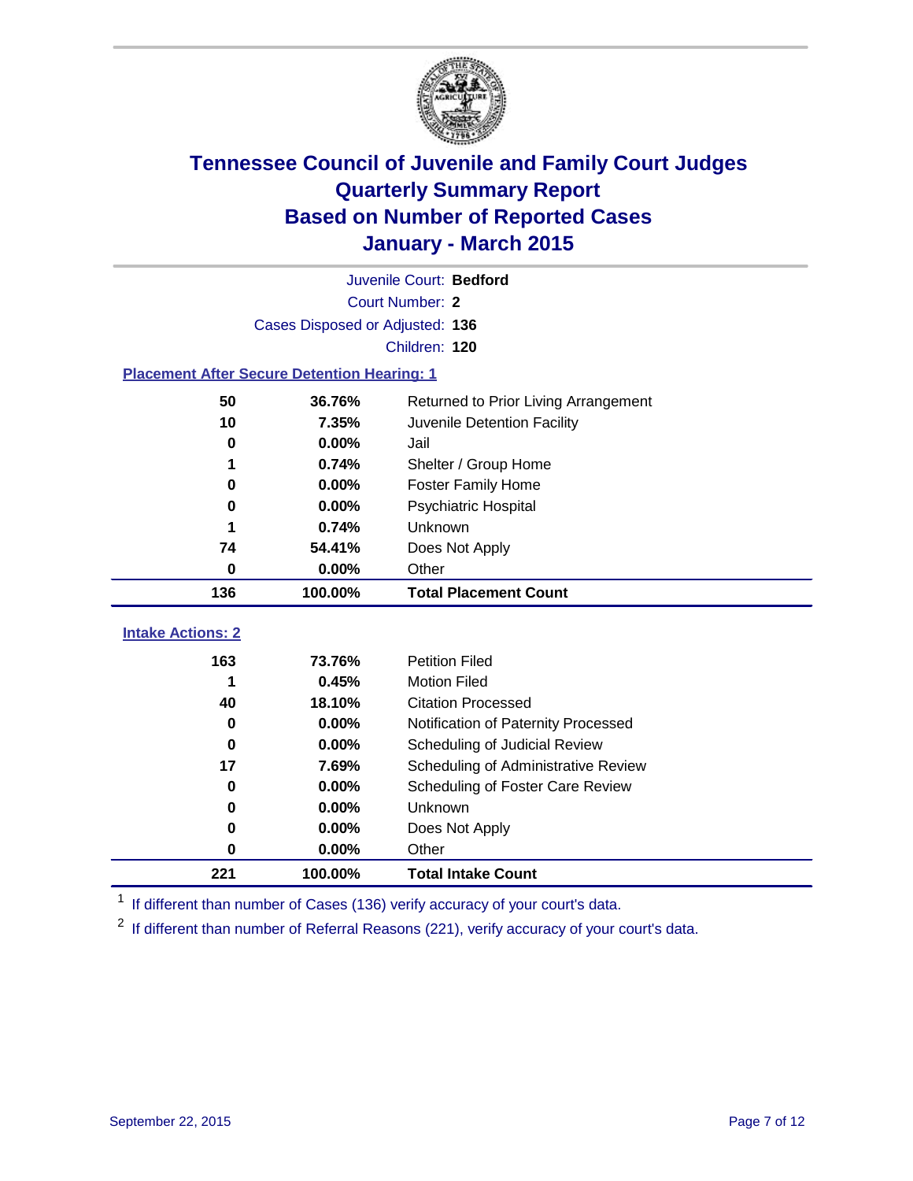# Tennessee Council of Juvenile and Family Court Judges
# Quarterly Summary Report
# Based on Number of Reported Cases
# January - March 2015

Juvenile Court: **Bedford**

Court Number: **2**

Cases Disposed or Adjusted: **136**

Children: **120**

### Placement After Secure Detention Hearing: 1

| Count | Percent | Placement |
|---|---|---|
| 50 | 36.76% | Returned to Prior Living Arrangement |
| 10 | 7.35% | Juvenile Detention Facility |
| 0 | 0.00% | Jail |
| 1 | 0.74% | Shelter / Group Home |
| 0 | 0.00% | Foster Family Home |
| 0 | 0.00% | Psychiatric Hospital |
| 1 | 0.74% | Unknown |
| 74 | 54.41% | Does Not Apply |
| 0 | 0.00% | Other |
| **136** | **100.00%** | **Total Placement Count** |

### Intake Actions: 2

| Count | Percent | Action |
|---|---|---|
| 163 | 73.76% | Petition Filed |
| 1 | 0.45% | Motion Filed |
| 40 | 18.10% | Citation Processed |
| 0 | 0.00% | Notification of Paternity Processed |
| 0 | 0.00% | Scheduling of Judicial Review |
| 17 | 7.69% | Scheduling of Administrative Review |
| 0 | 0.00% | Scheduling of Foster Care Review |
| 0 | 0.00% | Unknown |
| 0 | 0.00% | Does Not Apply |
| 0 | 0.00% | Other |
| **221** | **100.00%** | **Total Intake Count** |

[1] If different than number of Cases (136) verify accuracy of your court's data.

[2] If different than number of Referral Reasons (221), verify accuracy of your court's data.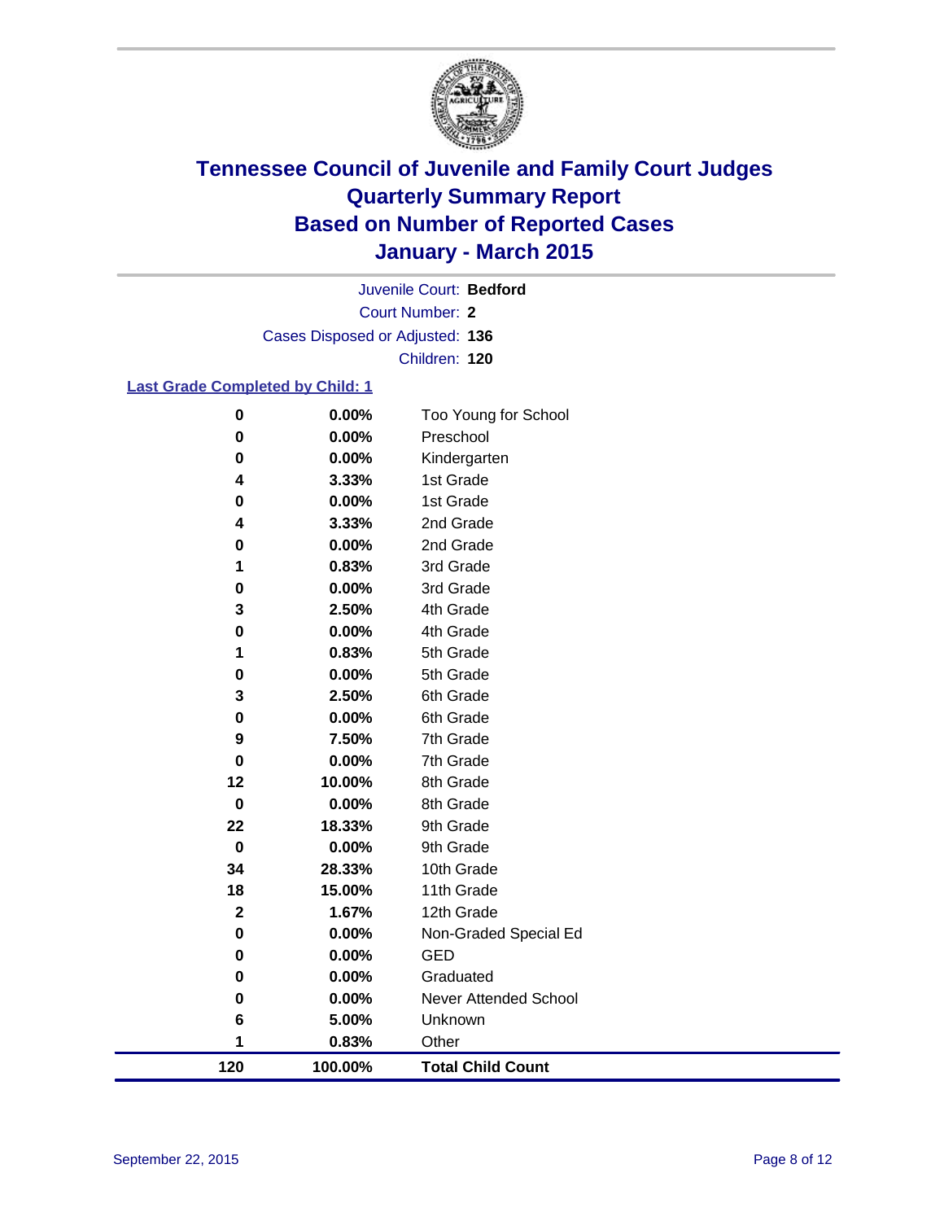# Tennessee Council of Juvenile and Family Court Judges
# Quarterly Summary Report
# Based on Number of Reported Cases
# January - March 2015

Juvenile Court: **Bedford**

Court Number: **2**

Cases Disposed or Adjusted: **136**

Children: **120**

## Last Grade Completed by Child: 1

| Count | Percent | Grade |
|---|---|---|
| 0 | 0.00% | Too Young for School |
| 0 | 0.00% | Preschool |
| 0 | 0.00% | Kindergarten |
| 4 | 3.33% | 1st Grade |
| 0 | 0.00% | 1st Grade |
| 4 | 3.33% | 2nd Grade |
| 0 | 0.00% | 2nd Grade |
| 1 | 0.83% | 3rd Grade |
| 0 | 0.00% | 3rd Grade |
| 3 | 2.50% | 4th Grade |
| 0 | 0.00% | 4th Grade |
| 1 | 0.83% | 5th Grade |
| 0 | 0.00% | 5th Grade |
| 3 | 2.50% | 6th Grade |
| 0 | 0.00% | 6th Grade |
| 9 | 7.50% | 7th Grade |
| 0 | 0.00% | 7th Grade |
| 12 | 10.00% | 8th Grade |
| 0 | 0.00% | 8th Grade |
| 22 | 18.33% | 9th Grade |
| 0 | 0.00% | 9th Grade |
| 34 | 28.33% | 10th Grade |
| 18 | 15.00% | 11th Grade |
| 2 | 1.67% | 12th Grade |
| 0 | 0.00% | Non-Graded Special Ed |
| 0 | 0.00% | GED |
| 0 | 0.00% | Graduated |
| 0 | 0.00% | Never Attended School |
| 6 | 5.00% | Unknown |
| 1 | 0.83% | Other |
| **120** | **100.00%** | **Total Child Count** |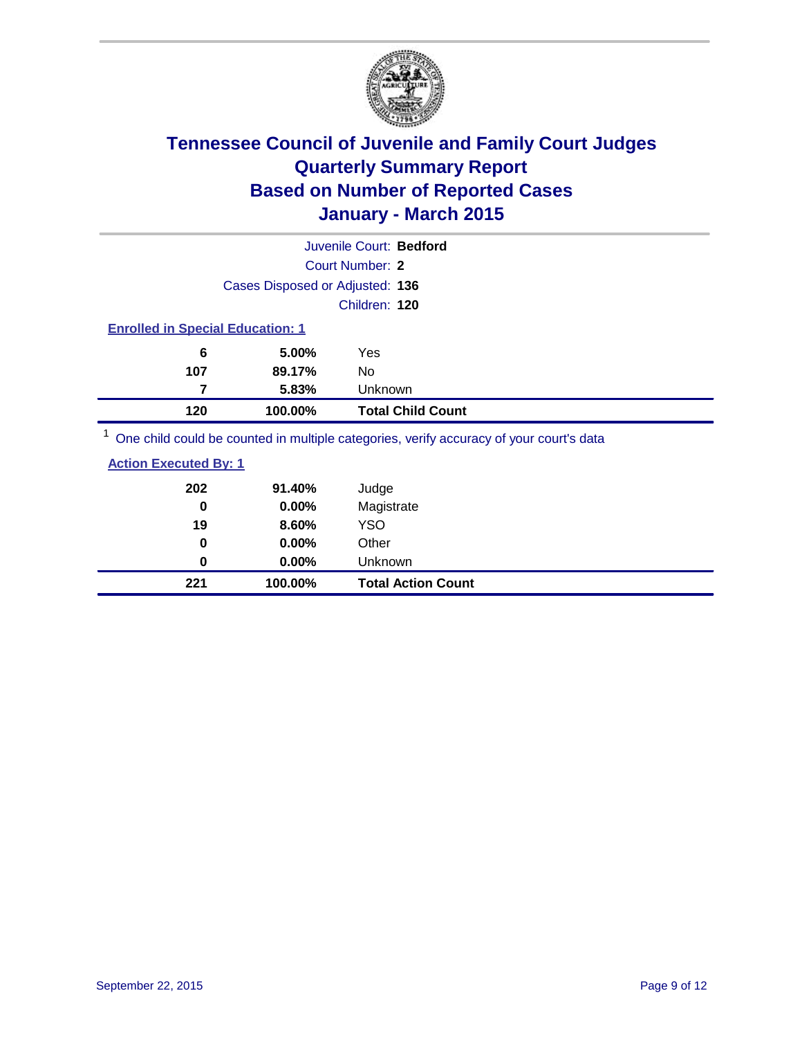# Tennessee Council of Juvenile and Family Court Judges
# Quarterly Summary Report
# Based on Number of Reported Cases
# January - March 2015

Juvenile Court: **Bedford**

Court Number: **2**

Cases Disposed or Adjusted: **136**

Children: **120**

### Enrolled in Special Education: 1

| | | |
|---|---|---|
| **6** | **5.00%** | Yes |
| **107** | **89.17%** | No |
| **7** | **5.83%** | Unknown |
| **120** | **100.00%** | **Total Child Count** |

[1] One child could be counted in multiple categories, verify accuracy of your court's data

### Action Executed By: 1

| | | |
|---|---|---|
| **202** | **91.40%** | Judge |
| **0** | **0.00%** | Magistrate |
| **19** | **8.60%** | YSO |
| **0** | **0.00%** | Other |
| **0** | **0.00%** | Unknown |
| **221** | **100.00%** | **Total Action Count** |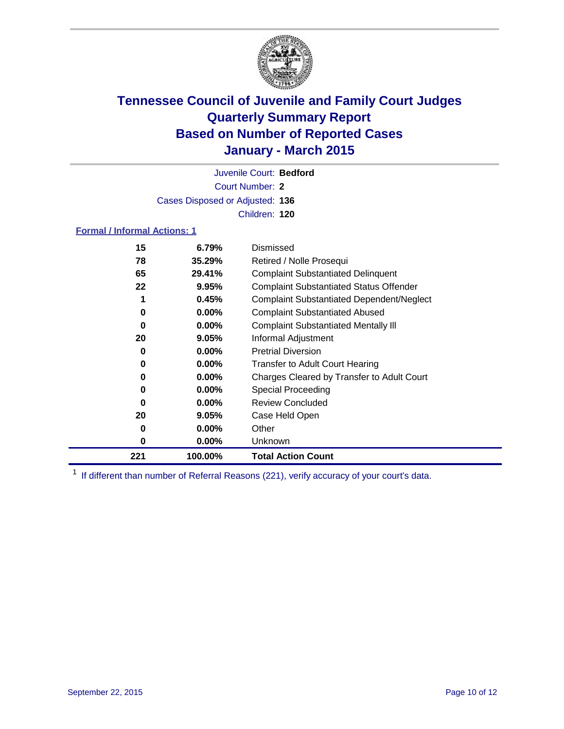# Tennessee Council of Juvenile and Family Court Judges
# Quarterly Summary Report
# Based on Number of Reported Cases
# January - March 2015

Juvenile Court: **Bedford**

Court Number: **2**

Cases Disposed or Adjusted: **136**

Children: **120**

### Formal / Informal Actions: 1

| | | |
|---|---|---|
| **15** | **6.79%** | Dismissed |
| **78** | **35.29%** | Retired / Nolle Prosequi |
| **65** | **29.41%** | Complaint Substantiated Delinquent |
| **22** | **9.95%** | Complaint Substantiated Status Offender |
| **1** | **0.45%** | Complaint Substantiated Dependent/Neglect |
| **0** | **0.00%** | Complaint Substantiated Abused |
| **0** | **0.00%** | Complaint Substantiated Mentally Ill |
| **20** | **9.05%** | Informal Adjustment |
| **0** | **0.00%** | Pretrial Diversion |
| **0** | **0.00%** | Transfer to Adult Court Hearing |
| **0** | **0.00%** | Charges Cleared by Transfer to Adult Court |
| **0** | **0.00%** | Special Proceeding |
| **0** | **0.00%** | Review Concluded |
| **20** | **9.05%** | Case Held Open |
| **0** | **0.00%** | Other |
| **0** | **0.00%** | Unknown |
| **221** | **100.00%** | **Total Action Count** |

[1] If different than number of Referral Reasons (221), verify accuracy of your court's data.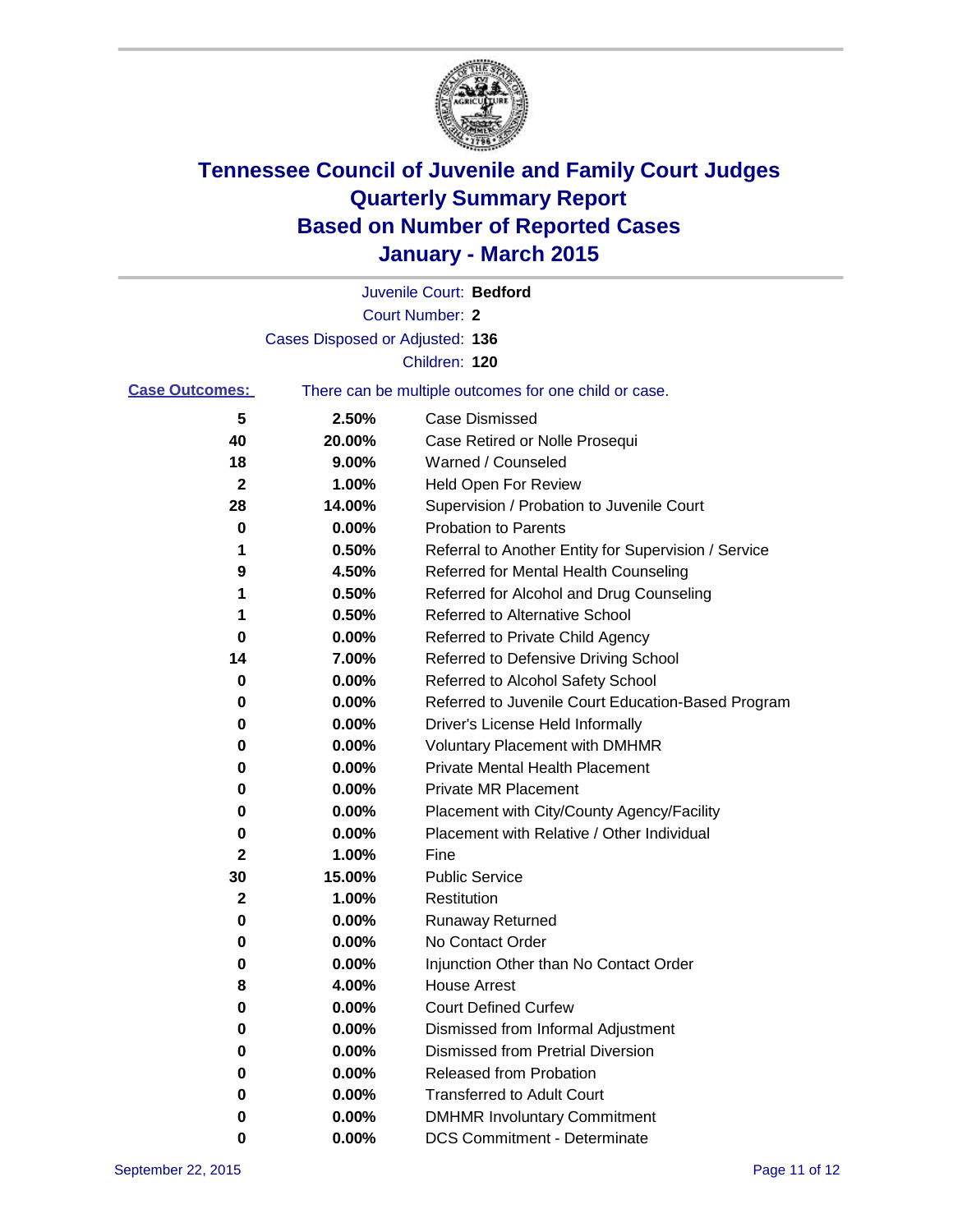# Tennessee Council of Juvenile and Family Court Judges
## Quarterly Summary Report
## Based on Number of Reported Cases
## January - March 2015

Juvenile Court: **Bedford**

Court Number: **2**

Cases Disposed or Adjusted: **136**

Children: **120**

**Case Outcomes:** There can be multiple outcomes for one child or case.

| Count | Percent | Outcome |
|---|---|---|
| 5 | 2.50% | Case Dismissed |
| 40 | 20.00% | Case Retired or Nolle Prosequi |
| 18 | 9.00% | Warned / Counseled |
| 2 | 1.00% | Held Open For Review |
| 28 | 14.00% | Supervision / Probation to Juvenile Court |
| 0 | 0.00% | Probation to Parents |
| 1 | 0.50% | Referral to Another Entity for Supervision / Service |
| 9 | 4.50% | Referred for Mental Health Counseling |
| 1 | 0.50% | Referred for Alcohol and Drug Counseling |
| 1 | 0.50% | Referred to Alternative School |
| 0 | 0.00% | Referred to Private Child Agency |
| 14 | 7.00% | Referred to Defensive Driving School |
| 0 | 0.00% | Referred to Alcohol Safety School |
| 0 | 0.00% | Referred to Juvenile Court Education-Based Program |
| 0 | 0.00% | Driver's License Held Informally |
| 0 | 0.00% | Voluntary Placement with DMHMR |
| 0 | 0.00% | Private Mental Health Placement |
| 0 | 0.00% | Private MR Placement |
| 0 | 0.00% | Placement with City/County Agency/Facility |
| 0 | 0.00% | Placement with Relative / Other Individual |
| 2 | 1.00% | Fine |
| 30 | 15.00% | Public Service |
| 2 | 1.00% | Restitution |
| 0 | 0.00% | Runaway Returned |
| 0 | 0.00% | No Contact Order |
| 0 | 0.00% | Injunction Other than No Contact Order |
| 8 | 4.00% | House Arrest |
| 0 | 0.00% | Court Defined Curfew |
| 0 | 0.00% | Dismissed from Informal Adjustment |
| 0 | 0.00% | Dismissed from Pretrial Diversion |
| 0 | 0.00% | Released from Probation |
| 0 | 0.00% | Transferred to Adult Court |
| 0 | 0.00% | DMHMR Involuntary Commitment |
| 0 | 0.00% | DCS Commitment - Determinate |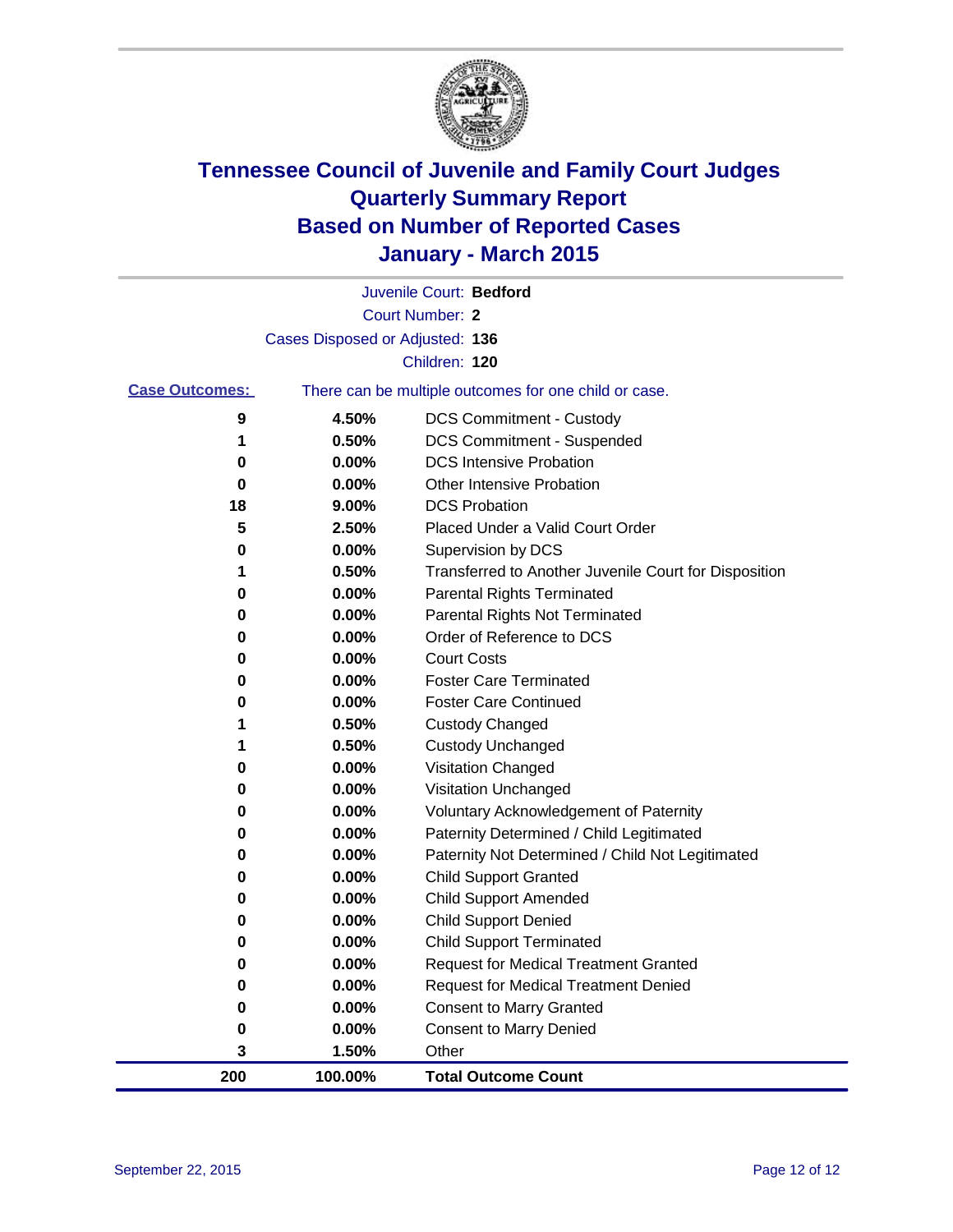# Tennessee Council of Juvenile and Family Court Judges
# Quarterly Summary Report
# Based on Number of Reported Cases
# January - March 2015

Juvenile Court: **Bedford**

Court Number: **2**

Cases Disposed or Adjusted: **136**

Children: **120**

**Case Outcomes:** There can be multiple outcomes for one child or case.

| | | |
|---|---|---|
| 9 | 4.50% | DCS Commitment - Custody |
| 1 | 0.50% | DCS Commitment - Suspended |
| 0 | 0.00% | DCS Intensive Probation |
| 0 | 0.00% | Other Intensive Probation |
| 18 | 9.00% | DCS Probation |
| 5 | 2.50% | Placed Under a Valid Court Order |
| 0 | 0.00% | Supervision by DCS |
| 1 | 0.50% | Transferred to Another Juvenile Court for Disposition |
| 0 | 0.00% | Parental Rights Terminated |
| 0 | 0.00% | Parental Rights Not Terminated |
| 0 | 0.00% | Order of Reference to DCS |
| 0 | 0.00% | Court Costs |
| 0 | 0.00% | Foster Care Terminated |
| 0 | 0.00% | Foster Care Continued |
| 1 | 0.50% | Custody Changed |
| 1 | 0.50% | Custody Unchanged |
| 0 | 0.00% | Visitation Changed |
| 0 | 0.00% | Visitation Unchanged |
| 0 | 0.00% | Voluntary Acknowledgement of Paternity |
| 0 | 0.00% | Paternity Determined / Child Legitimated |
| 0 | 0.00% | Paternity Not Determined / Child Not Legitimated |
| 0 | 0.00% | Child Support Granted |
| 0 | 0.00% | Child Support Amended |
| 0 | 0.00% | Child Support Denied |
| 0 | 0.00% | Child Support Terminated |
| 0 | 0.00% | Request for Medical Treatment Granted |
| 0 | 0.00% | Request for Medical Treatment Denied |
| 0 | 0.00% | Consent to Marry Granted |
| 0 | 0.00% | Consent to Marry Denied |
| 3 | 1.50% | Other |
| **200** | **100.00%** | **Total Outcome Count** |

September 22, 2015